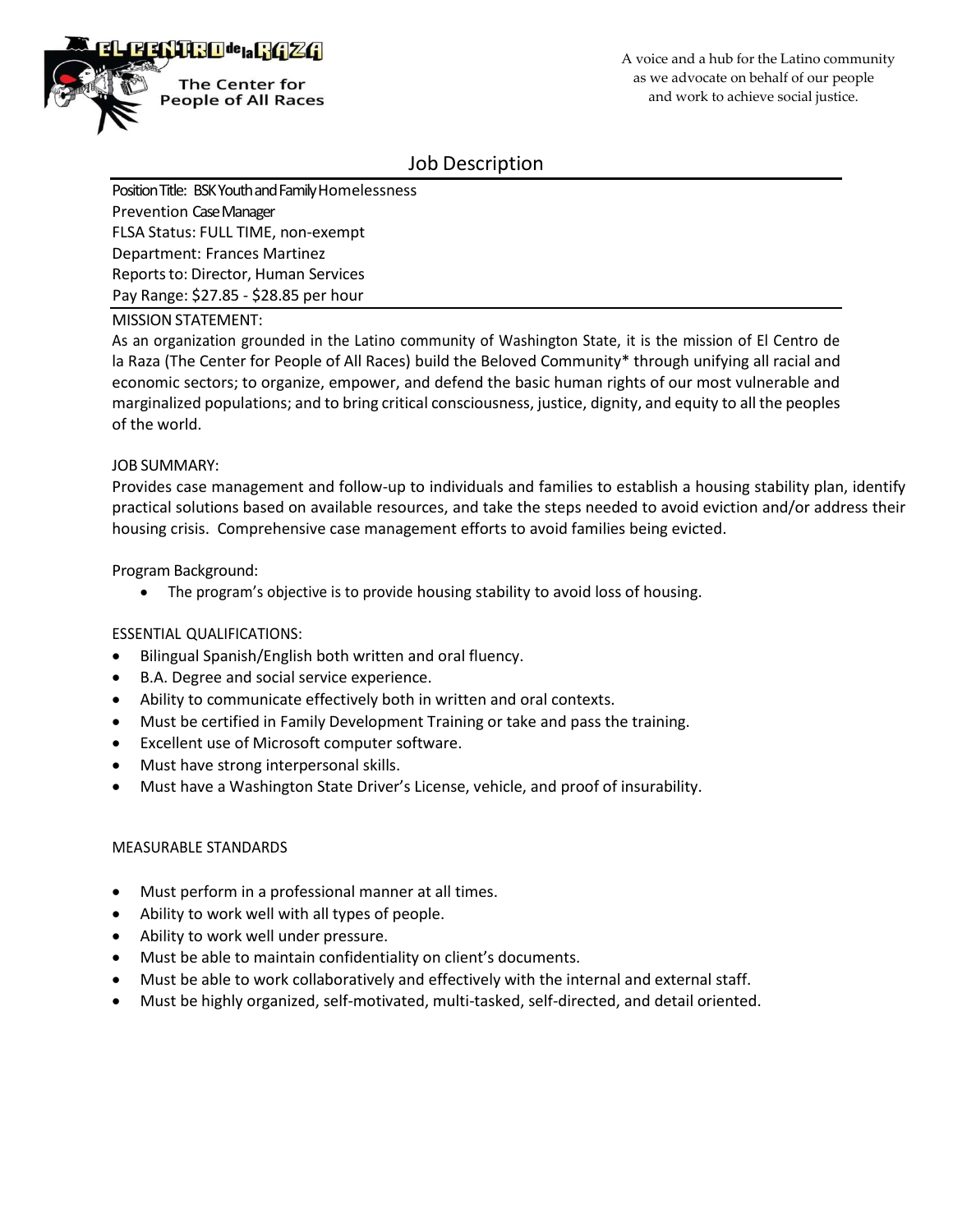EL CENTRO de la RAZA

The Center for People of All Races

A voice and a hub for the Latino community as we advocate on behalf of our people and work to achieve social justice.

# Job Description

Position Title: BSK Youth and Family Homelessness Prevention Case Manager
FLSA Status: FULL TIME, non-exempt
Department: Frances Martinez
Reports to: Director, Human Services
Pay Range: $27.85 - $28.85 per hour

MISSION STATEMENT:

As an organization grounded in the Latino community of Washington State, it is the mission of El Centro de la Raza (The Center for People of All Races) build the Beloved Community* through unifying all racial and economic sectors; to organize, empower, and defend the basic human rights of our most vulnerable and marginalized populations; and to bring critical consciousness, justice, dignity, and equity to all the peoples of the world.

JOB SUMMARY:

Provides case management and follow-up to individuals and families to establish a housing stability plan, identify practical solutions based on available resources, and take the steps needed to avoid eviction and/or address their housing crisis. Comprehensive case management efforts to avoid families being evicted.

Program Background:

- The program's objective is to provide housing stability to avoid loss of housing.

ESSENTIAL QUALIFICATIONS:

- Bilingual Spanish/English both written and oral fluency.
- B.A. Degree and social service experience.
- Ability to communicate effectively both in written and oral contexts.
- Must be certified in Family Development Training or take and pass the training.
- Excellent use of Microsoft computer software.
- Must have strong interpersonal skills.
- Must have a Washington State Driver's License, vehicle, and proof of insurability.

MEASURABLE STANDARDS

- Must perform in a professional manner at all times.
- Ability to work well with all types of people.
- Ability to work well under pressure.
- Must be able to maintain confidentiality on client's documents.
- Must be able to work collaboratively and effectively with the internal and external staff.
- Must be highly organized, self-motivated, multi-tasked, self-directed, and detail oriented.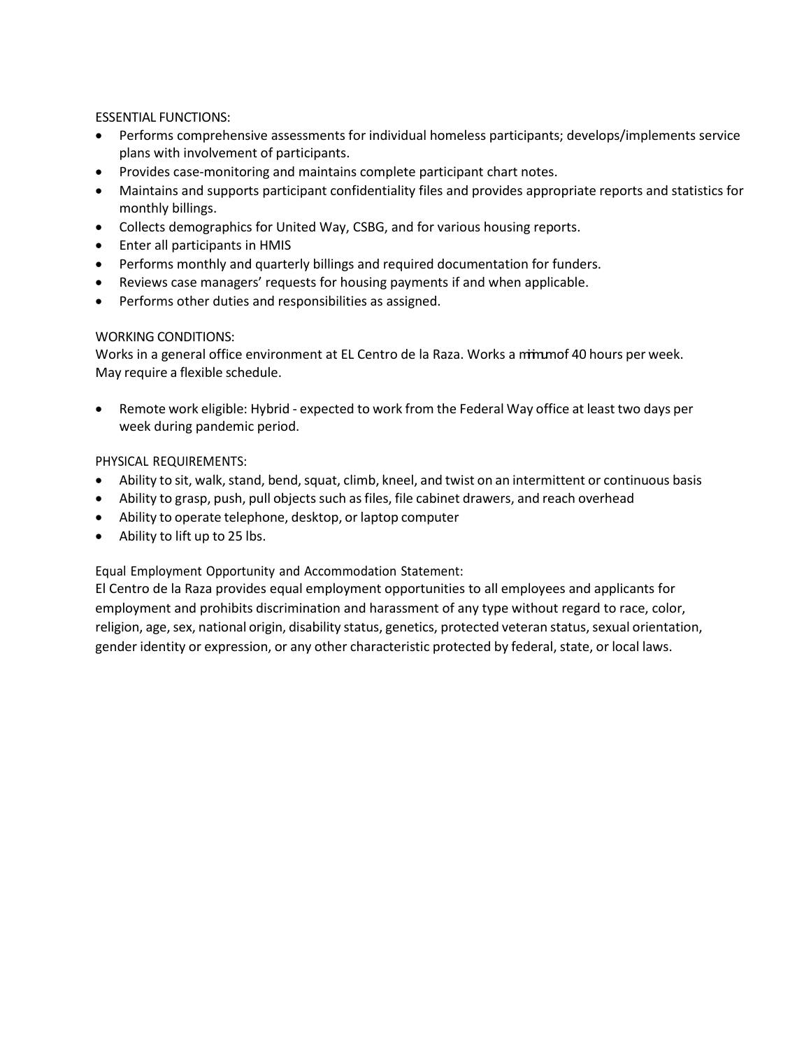ESSENTIAL FUNCTIONS:

- Performs comprehensive assessments for individual homeless participants; develops/implements service plans with involvement of participants.
- Provides case-monitoring and maintains complete participant chart notes.
- Maintains and supports participant confidentiality files and provides appropriate reports and statistics for monthly billings.
- Collects demographics for United Way, CSBG, and for various housing reports.
- Enter all participants in HMIS
- Performs monthly and quarterly billings and required documentation for funders.
- Reviews case managers' requests for housing payments if and when applicable.
- Performs other duties and responsibilities as assigned.

WORKING CONDITIONS:

Works in a general office environment at EL Centro de la Raza. Works a minimum of 40 hours per week. May require a flexible schedule.

- Remote work eligible: Hybrid - expected to work from the Federal Way office at least two days per week during pandemic period.

PHYSICAL REQUIREMENTS:

- Ability to sit, walk, stand, bend, squat, climb, kneel, and twist on an intermittent or continuous basis
- Ability to grasp, push, pull objects such as files, file cabinet drawers, and reach overhead
- Ability to operate telephone, desktop, or laptop computer
- Ability to lift up to 25 lbs.

Equal Employment Opportunity and Accommodation Statement:

El Centro de la Raza provides equal employment opportunities to all employees and applicants for employment and prohibits discrimination and harassment of any type without regard to race, color, religion, age, sex, national origin, disability status, genetics, protected veteran status, sexual orientation, gender identity or expression, or any other characteristic protected by federal, state, or local laws.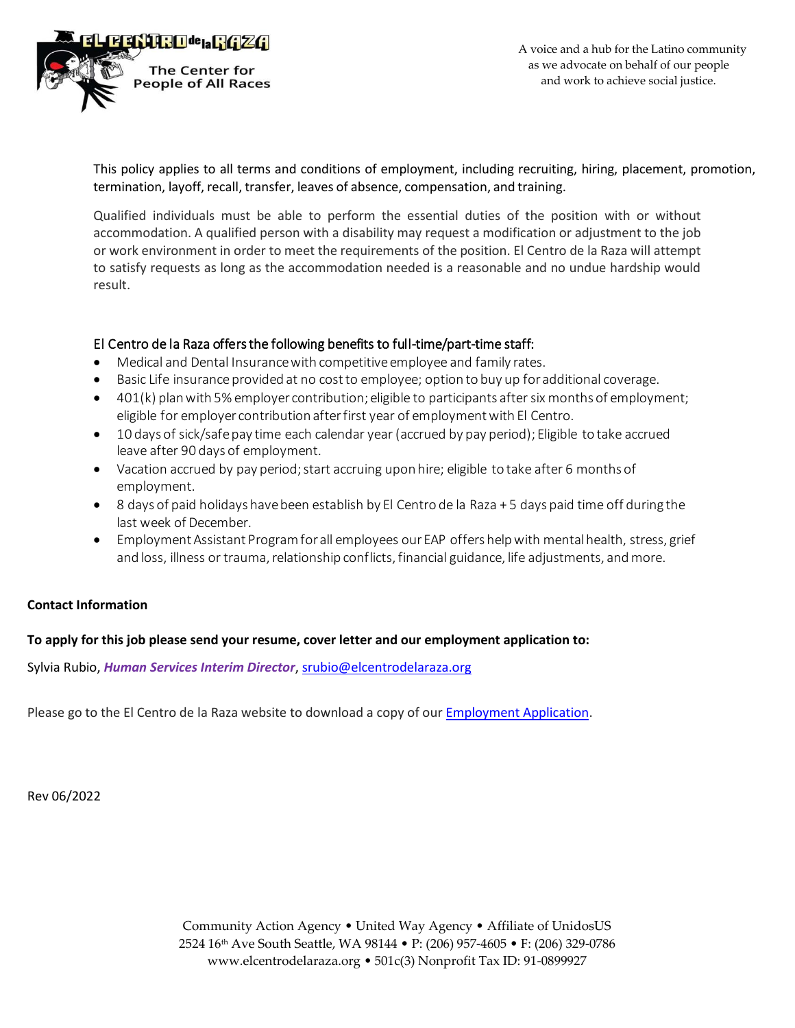This policy applies to all terms and conditions of employment, including recruiting, hiring, placement, promotion, termination, layoff, recall, transfer, leaves of absence, compensation, and training.

Qualified individuals must be able to perform the essential duties of the position with or without accommodation. A qualified person with a disability may request a modification or adjustment to the job or work environment in order to meet the requirements of the position. El Centro de la Raza will attempt to satisfy requests as long as the accommodation needed is a reasonable and no undue hardship would result.

El Centro de la Raza offers the following benefits to full-time/part-time staff:

- Medical and Dental Insurance with competitive employee and family rates.
- Basic Life insurance provided at no cost to employee; option to buy up for additional coverage.
- 401(k) plan with 5% employer contribution; eligible to participants after six months of employment; eligible for employer contribution after first year of employment with El Centro.
- 10 days of sick/safe pay time each calendar year (accrued by pay period); Eligible to take accrued leave after 90 days of employment.
- Vacation accrued by pay period; start accruing upon hire; eligible to take after 6 months of employment.
- 8 days of paid holidays have been establish by El Centro de la Raza + 5 days paid time off during the last week of December.
- Employment Assistant Program for all employees our EAP offers help with mental health, stress, grief and loss, illness or trauma, relationship conflicts, financial guidance, life adjustments, and more.

**Contact Information**

**To apply for this job please send your resume, cover letter and our employment application to:**

Sylvia Rubio, ***Human Services Interim Director***, srubio@elcentrodelaraza.org

Please go to the El Centro de la Raza website to download a copy of our Employment Application.

Rev 06/2022